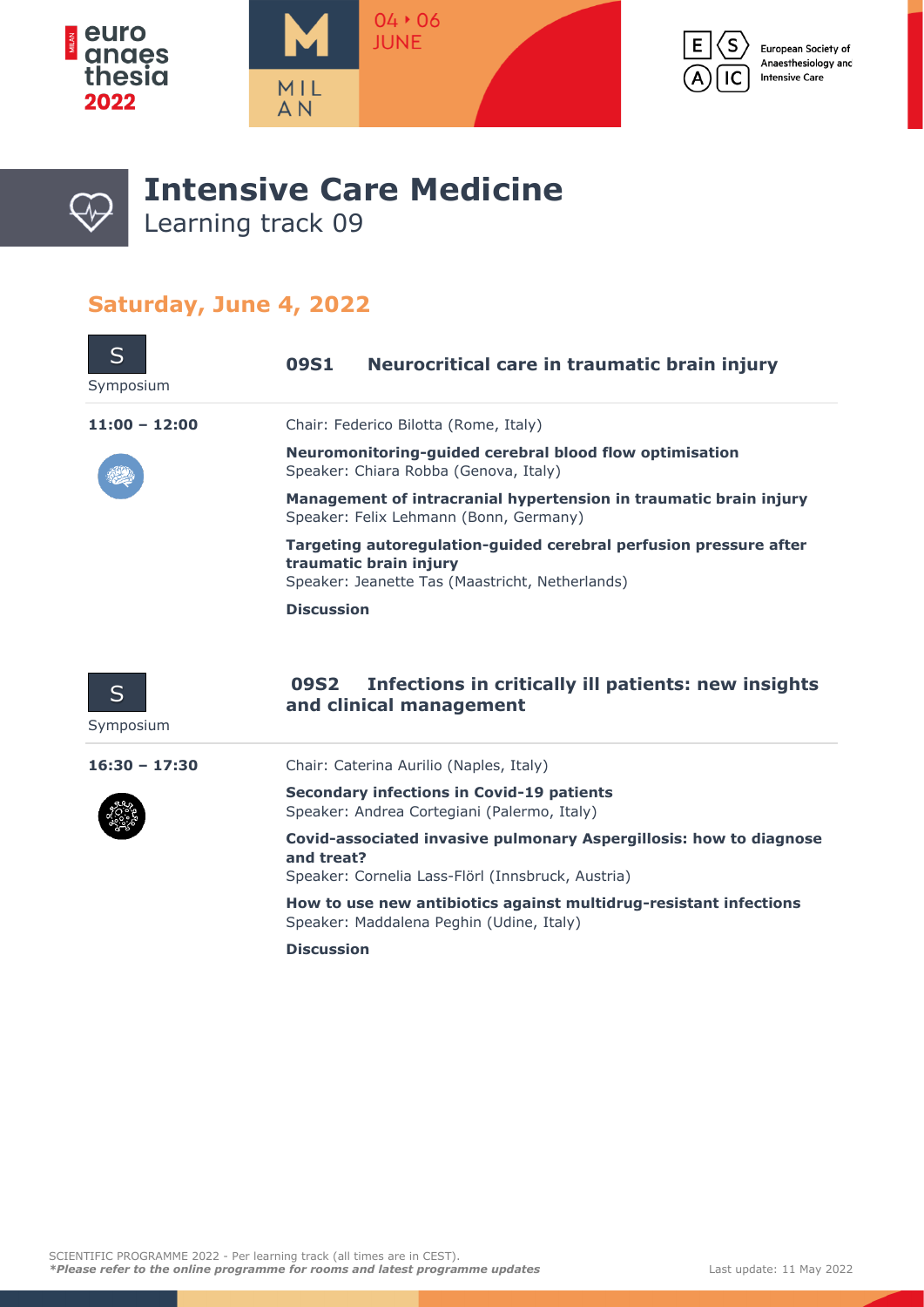# Intensive Care Medicine

Learning track 09

## Saturday, June 4, 2022

### 09S1 Neurocritical care in traumatic brain injury

Symposium

**11:00 – 12:00**

Chair: Federico Bilotta (Rome, Italy)

**Neuromonitoring-guided cerebral blood flow optimisation**
Speaker: Chiara Robba (Genova, Italy)

**Management of intracranial hypertension in traumatic brain injury**
Speaker: Felix Lehmann (Bonn, Germany)

**Targeting autoregulation-guided cerebral perfusion pressure after traumatic brain injury**
Speaker: Jeanette Tas (Maastricht, Netherlands)

**Discussion**

### 09S2 Infections in critically ill patients: new insights and clinical management

Symposium

**16:30 – 17:30**

Chair: Caterina Aurilio (Naples, Italy)

**Secondary infections in Covid-19 patients**
Speaker: Andrea Cortegiani (Palermo, Italy)

**Covid-associated invasive pulmonary Aspergillosis: how to diagnose and treat?**
Speaker: Cornelia Lass-Flörl (Innsbruck, Austria)

**How to use new antibiotics against multidrug-resistant infections**
Speaker: Maddalena Peghin (Udine, Italy)

**Discussion**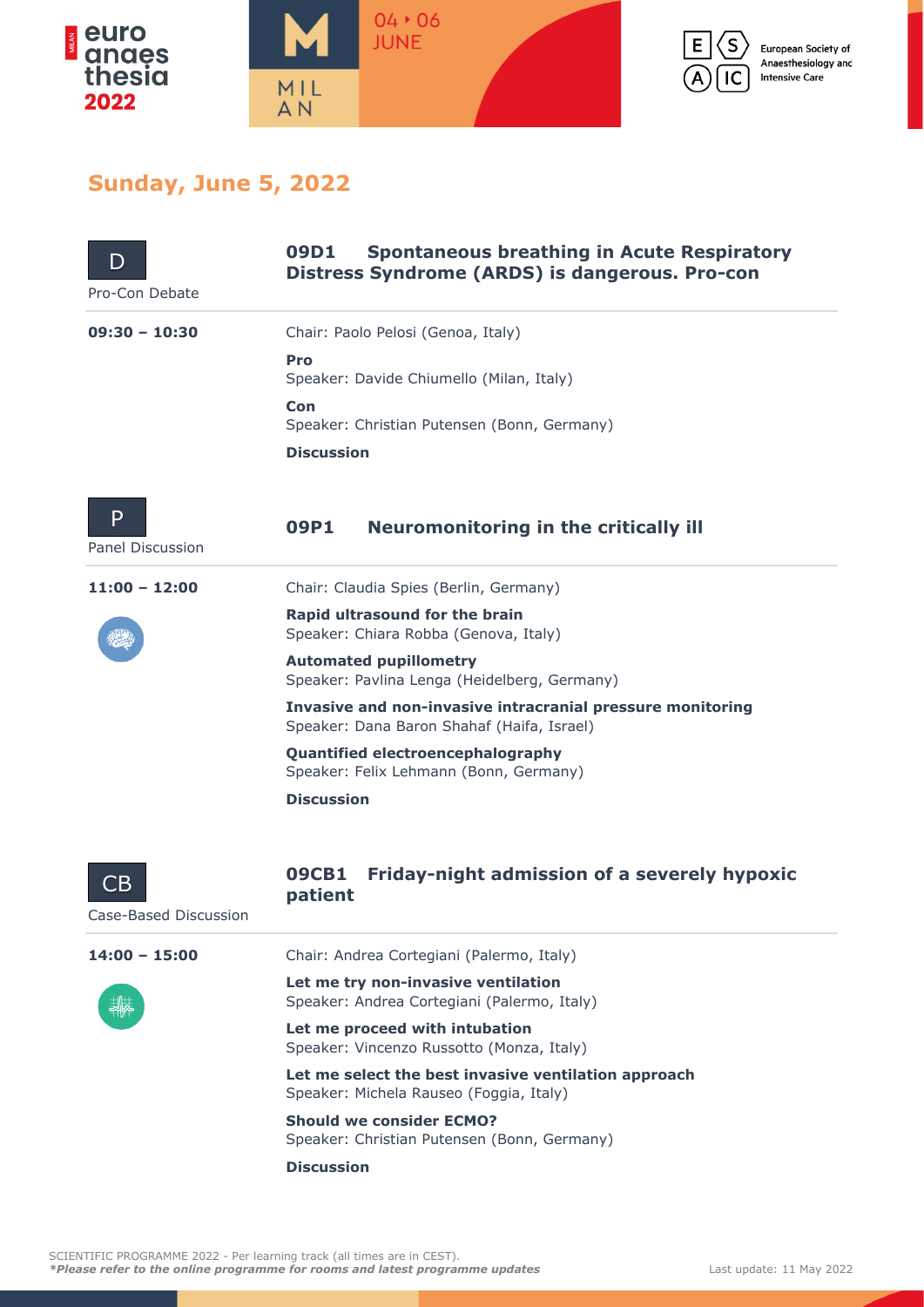## Sunday, June 5, 2022

**D**
Pro-Con Debate

### 09D1 Spontaneous breathing in Acute Respiratory Distress Syndrome (ARDS) is dangerous. Pro-con

**09:30 – 10:30**

Chair: Paolo Pelosi (Genoa, Italy)

**Pro**
Speaker: Davide Chiumello (Milan, Italy)

**Con**
Speaker: Christian Putensen (Bonn, Germany)

**Discussion**

**P**
Panel Discussion

### 09P1 Neuromonitoring in the critically ill

**11:00 – 12:00**

Chair: Claudia Spies (Berlin, Germany)

**Rapid ultrasound for the brain**
Speaker: Chiara Robba (Genova, Italy)

**Automated pupillometry**
Speaker: Pavlina Lenga (Heidelberg, Germany)

**Invasive and non-invasive intracranial pressure monitoring**
Speaker: Dana Baron Shahaf (Haifa, Israel)

**Quantified electroencephalography**
Speaker: Felix Lehmann (Bonn, Germany)

**Discussion**

**CB**
Case-Based Discussion

### 09CB1 Friday-night admission of a severely hypoxic patient

**14:00 – 15:00**

Chair: Andrea Cortegiani (Palermo, Italy)

**Let me try non-invasive ventilation**
Speaker: Andrea Cortegiani (Palermo, Italy)

**Let me proceed with intubation**
Speaker: Vincenzo Russotto (Monza, Italy)

**Let me select the best invasive ventilation approach**
Speaker: Michela Rauseo (Foggia, Italy)

**Should we consider ECMO?**
Speaker: Christian Putensen (Bonn, Germany)

**Discussion**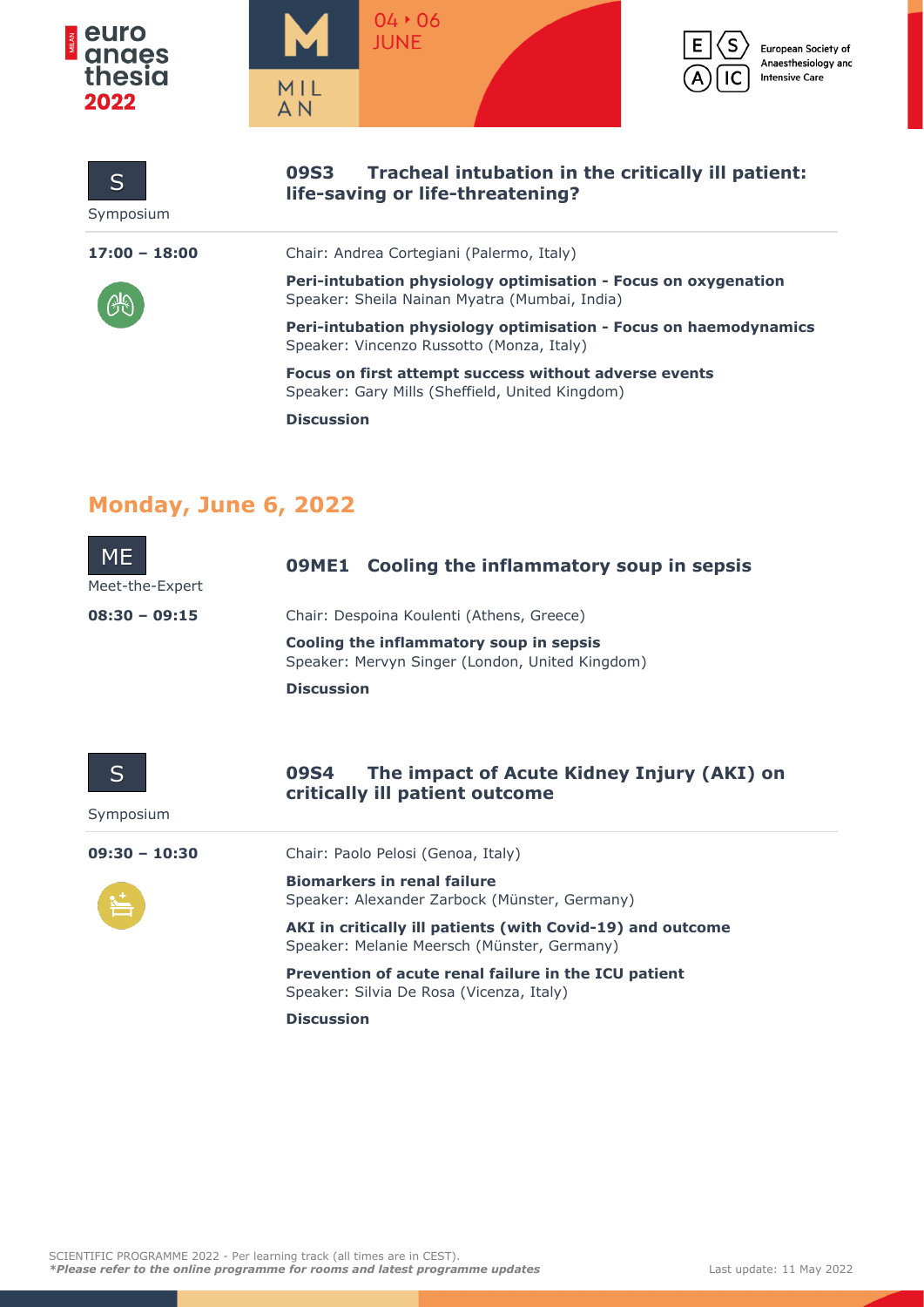S

Symposium

### 09S3 Tracheal intubation in the critically ill patient: life-saving or life-threatening?

**17:00 – 18:00**

Chair: Andrea Cortegiani (Palermo, Italy)

**Peri-intubation physiology optimisation - Focus on oxygenation**
Speaker: Sheila Nainan Myatra (Mumbai, India)

**Peri-intubation physiology optimisation - Focus on haemodynamics**
Speaker: Vincenzo Russotto (Monza, Italy)

**Focus on first attempt success without adverse events**
Speaker: Gary Mills (Sheffield, United Kingdom)

**Discussion**

## Monday, June 6, 2022

ME

Meet-the-Expert

### 09ME1 Cooling the inflammatory soup in sepsis

**08:30 – 09:15**

Chair: Despoina Koulenti (Athens, Greece)

**Cooling the inflammatory soup in sepsis**
Speaker: Mervyn Singer (London, United Kingdom)

**Discussion**

S

Symposium

### 09S4 The impact of Acute Kidney Injury (AKI) on critically ill patient outcome

**09:30 – 10:30**

Chair: Paolo Pelosi (Genoa, Italy)

**Biomarkers in renal failure**
Speaker: Alexander Zarbock (Münster, Germany)

**AKI in critically ill patients (with Covid-19) and outcome**
Speaker: Melanie Meersch (Münster, Germany)

**Prevention of acute renal failure in the ICU patient**
Speaker: Silvia De Rosa (Vicenza, Italy)

**Discussion**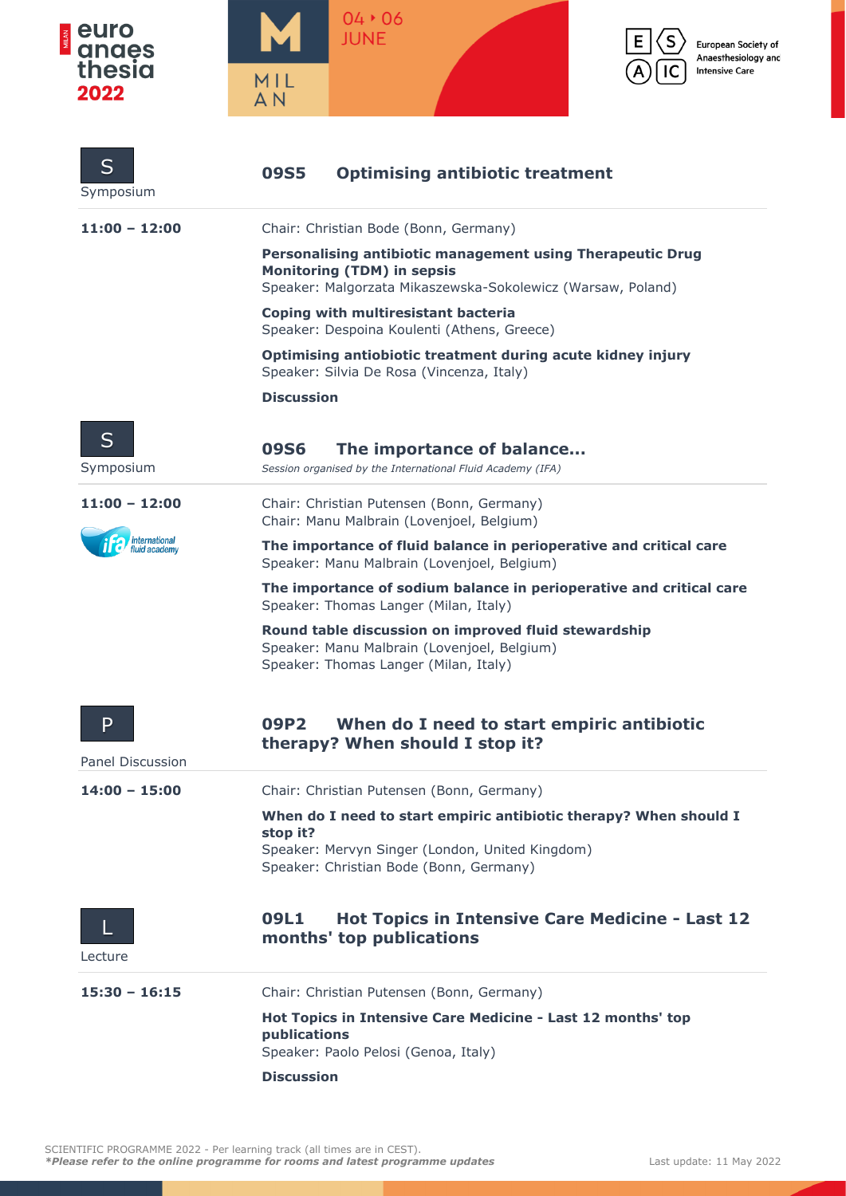S
Symposium

## 09S5 Optimising antibiotic treatment

**11:00 – 12:00**

Chair: Christian Bode (Bonn, Germany)

**Personalising antibiotic management using Therapeutic Drug Monitoring (TDM) in sepsis**
Speaker: Malgorzata Mikaszewska-Sokolewicz (Warsaw, Poland)

**Coping with multiresistant bacteria**
Speaker: Despoina Koulenti (Athens, Greece)

**Optimising antiobiotic treatment during acute kidney injury**
Speaker: Silvia De Rosa (Vincenza, Italy)

**Discussion**

S
Symposium

## 09S6 The importance of balance...

*Session organised by the International Fluid Academy (IFA)*

**11:00 – 12:00**

Chair: Christian Putensen (Bonn, Germany)
Chair: Manu Malbrain (Lovenjoel, Belgium)

**The importance of fluid balance in perioperative and critical care**
Speaker: Manu Malbrain (Lovenjoel, Belgium)

**The importance of sodium balance in perioperative and critical care**
Speaker: Thomas Langer (Milan, Italy)

**Round table discussion on improved fluid stewardship**
Speaker: Manu Malbrain (Lovenjoel, Belgium)
Speaker: Thomas Langer (Milan, Italy)

P
Panel Discussion

## 09P2 When do I need to start empiric antibiotic therapy? When should I stop it?

**14:00 – 15:00**

Chair: Christian Putensen (Bonn, Germany)

**When do I need to start empiric antibiotic therapy? When should I stop it?**
Speaker: Mervyn Singer (London, United Kingdom)
Speaker: Christian Bode (Bonn, Germany)

L
Lecture

## 09L1 Hot Topics in Intensive Care Medicine - Last 12 months' top publications

**15:30 – 16:15**

Chair: Christian Putensen (Bonn, Germany)

**Hot Topics in Intensive Care Medicine - Last 12 months' top publications**
Speaker: Paolo Pelosi (Genoa, Italy)

**Discussion**